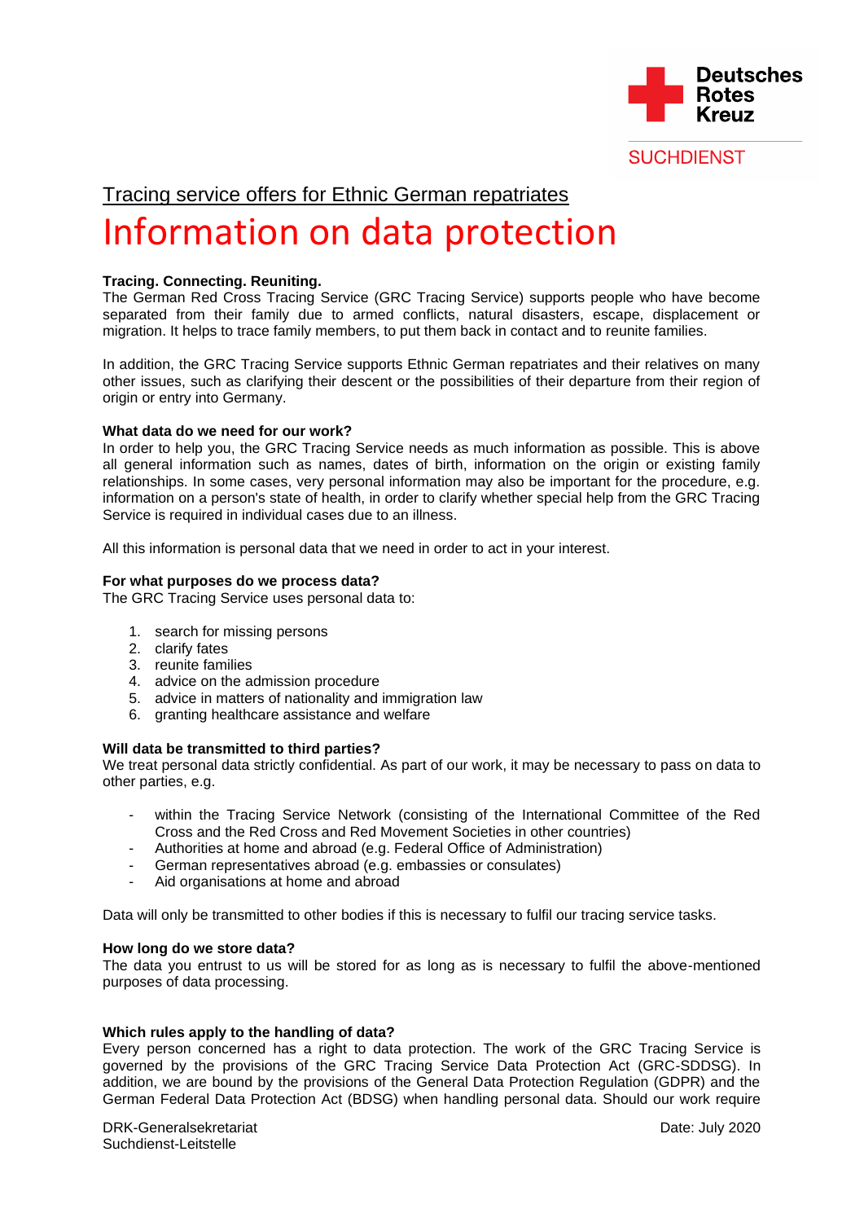Deutsches Rotes Kreuz

SUCHDIENST

## Tracing service offers for Ethnic German repatriates

# Information on data protection

**Tracing. Connecting. Reuniting.**
The German Red Cross Tracing Service (GRC Tracing Service) supports people who have become separated from their family due to armed conflicts, natural disasters, escape, displacement or migration. It helps to trace family members, to put them back in contact and to reunite families.

In addition, the GRC Tracing Service supports Ethnic German repatriates and their relatives on many other issues, such as clarifying their descent or the possibilities of their departure from their region of origin or entry into Germany.

**What data do we need for our work?**
In order to help you, the GRC Tracing Service needs as much information as possible. This is above all general information such as names, dates of birth, information on the origin or existing family relationships. In some cases, very personal information may also be important for the procedure, e.g. information on a person's state of health, in order to clarify whether special help from the GRC Tracing Service is required in individual cases due to an illness.

All this information is personal data that we need in order to act in your interest.

**For what purposes do we process data?**
The GRC Tracing Service uses personal data to:

1. search for missing persons
2. clarify fates
3. reunite families
4. advice on the admission procedure
5. advice in matters of nationality and immigration law
6. granting healthcare assistance and welfare

**Will data be transmitted to third parties?**
We treat personal data strictly confidential. As part of our work, it may be necessary to pass on data to other parties, e.g.

- within the Tracing Service Network (consisting of the International Committee of the Red Cross and the Red Cross and Red Movement Societies in other countries)
- Authorities at home and abroad (e.g. Federal Office of Administration)
- German representatives abroad (e.g. embassies or consulates)
- Aid organisations at home and abroad

Data will only be transmitted to other bodies if this is necessary to fulfil our tracing service tasks.

**How long do we store data?**
The data you entrust to us will be stored for as long as is necessary to fulfil the above-mentioned purposes of data processing.

**Which rules apply to the handling of data?**
Every person concerned has a right to data protection. The work of the GRC Tracing Service is governed by the provisions of the GRC Tracing Service Data Protection Act (GRC-SDDSG). In addition, we are bound by the provisions of the General Data Protection Regulation (GDPR) and the German Federal Data Protection Act (BDSG) when handling personal data. Should our work require

DRK-Generalsekretariat
Suchdienst-Leitstelle

Date: July 2020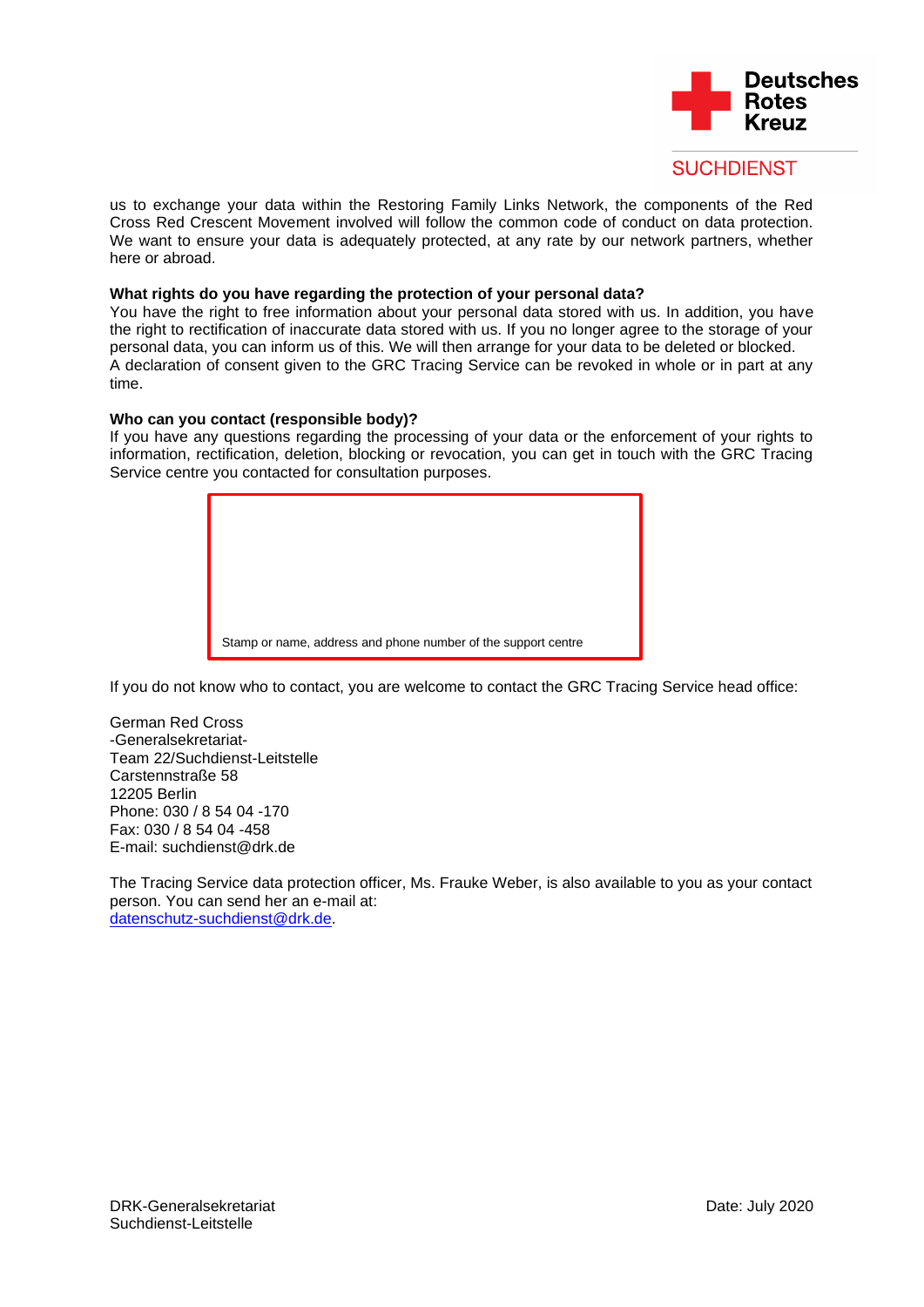us to exchange your data within the Restoring Family Links Network, the components of the Red Cross Red Crescent Movement involved will follow the common code of conduct on data protection. We want to ensure your data is adequately protected, at any rate by our network partners, whether here or abroad.

**What rights do you have regarding the protection of your personal data?**

You have the right to free information about your personal data stored with us. In addition, you have the right to rectification of inaccurate data stored with us. If you no longer agree to the storage of your personal data, you can inform us of this. We will then arrange for your data to be deleted or blocked.
A declaration of consent given to the GRC Tracing Service can be revoked in whole or in part at any time.

**Who can you contact (responsible body)?**

If you have any questions regarding the processing of your data or the enforcement of your rights to information, rectification, deletion, blocking or revocation, you can get in touch with the GRC Tracing Service centre you contacted for consultation purposes.

Stamp or name, address and phone number of the support centre

If you do not know who to contact, you are welcome to contact the GRC Tracing Service head office:

German Red Cross
-Generalsekretariat-
Team 22/Suchdienst-Leitstelle
Carstennstraße 58
12205 Berlin
Phone: 030 / 8 54 04 -170
Fax: 030 / 8 54 04 -458
E-mail: suchdienst@drk.de

The Tracing Service data protection officer, Ms. Frauke Weber, is also available to you as your contact person. You can send her an e-mail at:
datenschutz-suchdienst@drk.de.

DRK-Generalsekretariat
Suchdienst-Leitstelle

Date: July 2020